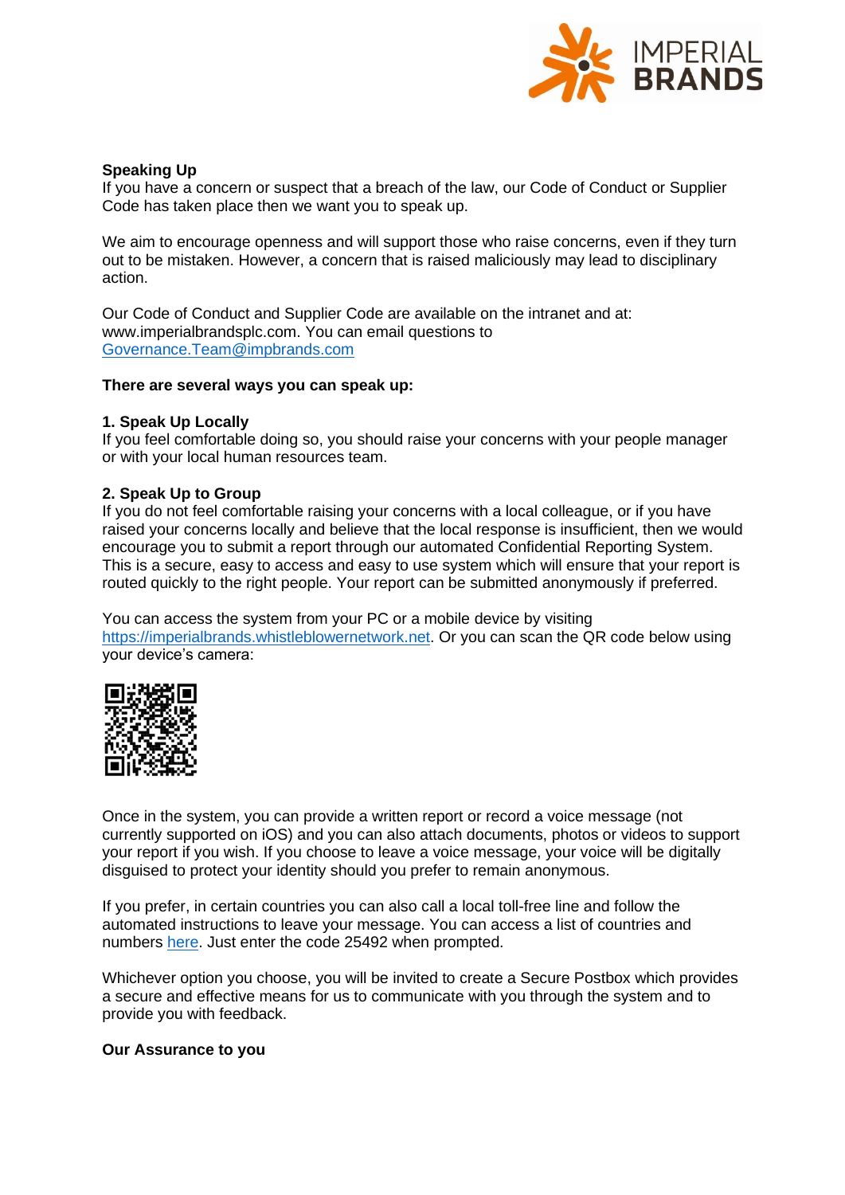**Speaking Up**

If you have a concern or suspect that a breach of the law, our Code of Conduct or Supplier Code has taken place then we want you to speak up.

We aim to encourage openness and will support those who raise concerns, even if they turn out to be mistaken. However, a concern that is raised maliciously may lead to disciplinary action.

Our Code of Conduct and Supplier Code are available on the intranet and at: www.imperialbrandsplc.com. You can email questions to Governance.Team@impbrands.com

**There are several ways you can speak up:**

**1. Speak Up Locally**

If you feel comfortable doing so, you should raise your concerns with your people manager or with your local human resources team.

**2. Speak Up to Group**

If you do not feel comfortable raising your concerns with a local colleague, or if you have raised your concerns locally and believe that the local response is insufficient, then we would encourage you to submit a report through our automated Confidential Reporting System. This is a secure, easy to access and easy to use system which will ensure that your report is routed quickly to the right people. Your report can be submitted anonymously if preferred.

You can access the system from your PC or a mobile device by visiting https://imperialbrands.whistleblowernetwork.net. Or you can scan the QR code below using your device's camera:

Once in the system, you can provide a written report or record a voice message (not currently supported on iOS) and you can also attach documents, photos or videos to support your report if you wish. If you choose to leave a voice message, your voice will be digitally disguised to protect your identity should you prefer to remain anonymous.

If you prefer, in certain countries you can also call a local toll-free line and follow the automated instructions to leave your message. You can access a list of countries and numbers here. Just enter the code 25492 when prompted.

Whichever option you choose, you will be invited to create a Secure Postbox which provides a secure and effective means for us to communicate with you through the system and to provide you with feedback.

**Our Assurance to you**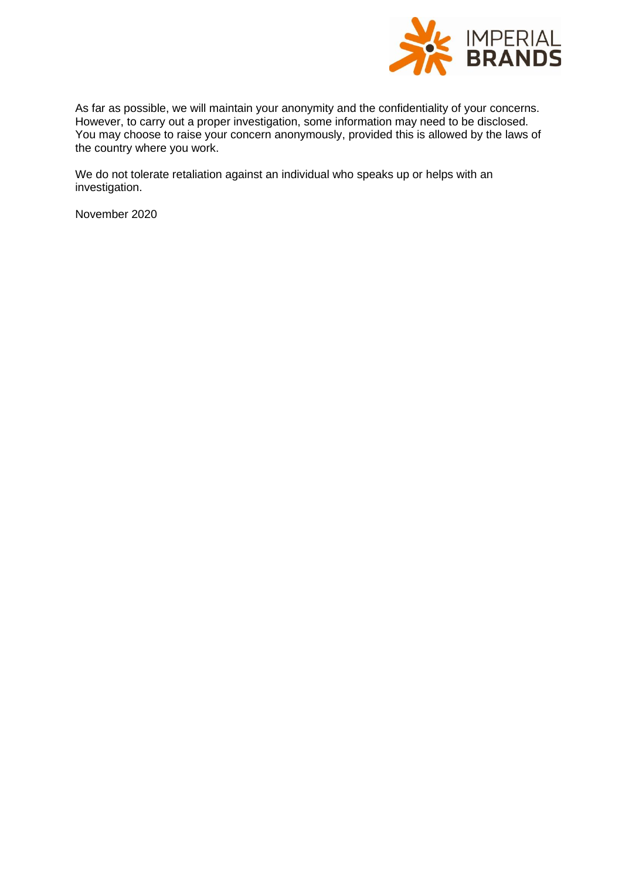As far as possible, we will maintain your anonymity and the confidentiality of your concerns. However, to carry out a proper investigation, some information may need to be disclosed. You may choose to raise your concern anonymously, provided this is allowed by the laws of the country where you work.

We do not tolerate retaliation against an individual who speaks up or helps with an investigation.

November 2020